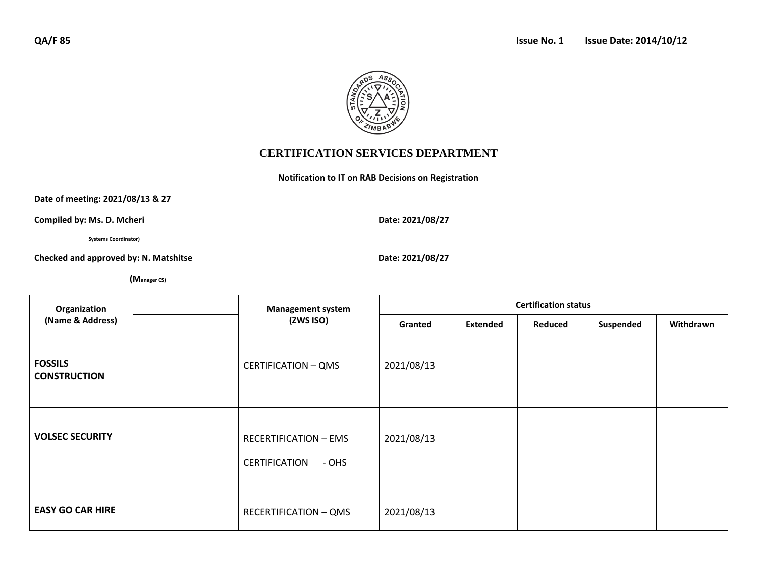QA/F 85 Issue No. 1 Issue Date: 2014/10/12

# CERTIFICATION SERVICES DEPARTMENT

**Notification to IT on RAB Decisions on Registration**

**Date of meeting: 2021/08/13 & 27**

**Compiled by: Ms. D. Mcheri** **Date: 2021/08/27**

Systems Coordinator)

**Checked and approved by: N. Matshitse** **Date: 2021/08/27**

**(Manager CS)**

| Organization (Name & Address) | | Management system (ZWS ISO) | Certification status | | | | |
|---|---|---|---|---|---|---|---|
| | | | Granted | Extended | Reduced | Suspended | Withdrawn |
| **FOSSILS CONSTRUCTION** | | CERTIFICATION – QMS | 2021/08/13 | | | | |
| **VOLSEC SECURITY** | | RECERTIFICATION – EMS<br>CERTIFICATION - OHS | 2021/08/13 | | | | |
| **EASY GO CAR HIRE** | | RECERTIFICATION – QMS | 2021/08/13 | | | | |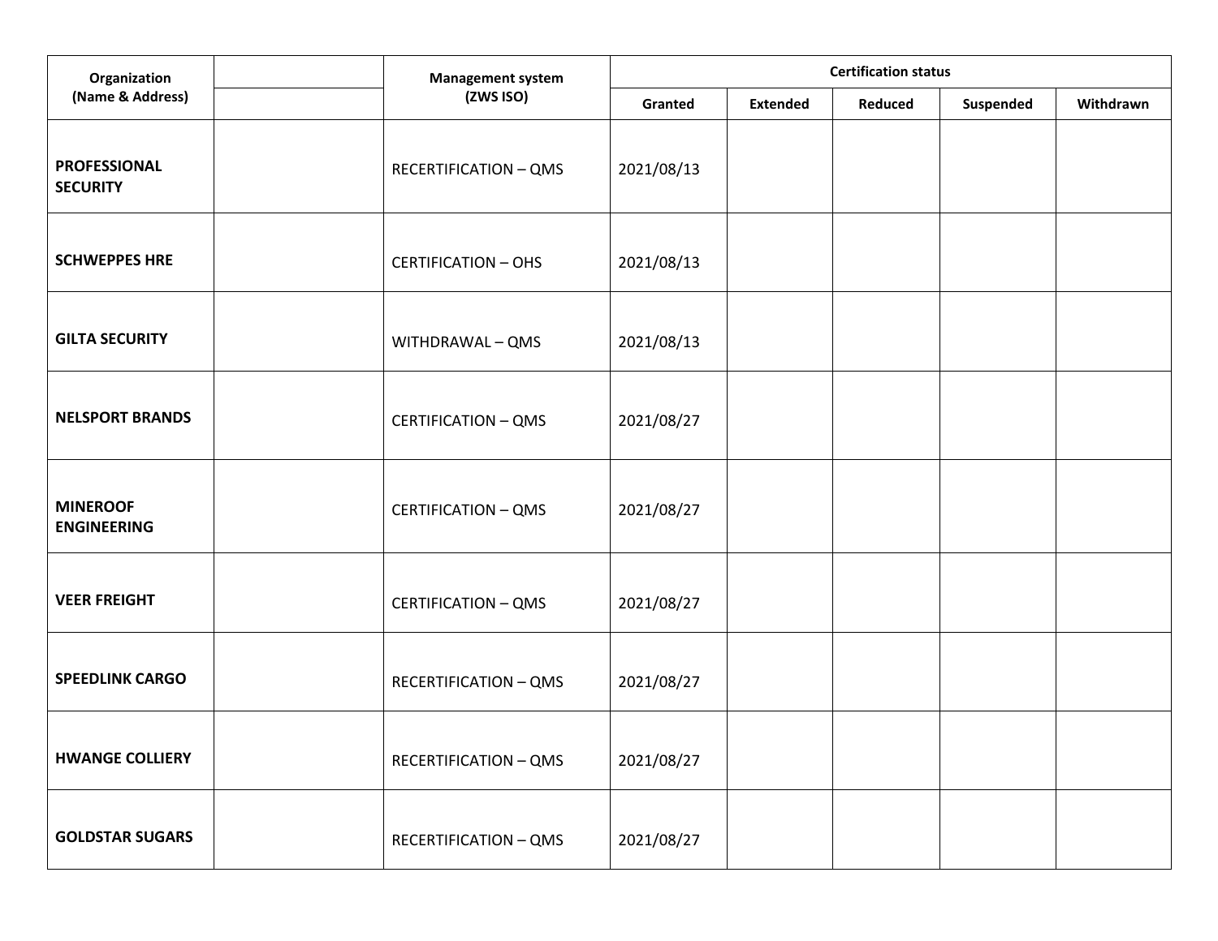| Organization (Name & Address) | | Management system (ZWS ISO) | Certification status | | | | |
|---|---|---|---|---|---|---|---|
| | | | Granted | Extended | Reduced | Suspended | Withdrawn |
| **PROFESSIONAL SECURITY** | | RECERTIFICATION – QMS | 2021/08/13 | | | | |
| **SCHWEPPES HRE** | | CERTIFICATION – OHS | 2021/08/13 | | | | |
| **GILTA SECURITY** | | WITHDRAWAL – QMS | 2021/08/13 | | | | |
| **NELSPORT BRANDS** | | CERTIFICATION – QMS | 2021/08/27 | | | | |
| **MINEROOF ENGINEERING** | | CERTIFICATION – QMS | 2021/08/27 | | | | |
| **VEER FREIGHT** | | CERTIFICATION – QMS | 2021/08/27 | | | | |
| **SPEEDLINK CARGO** | | RECERTIFICATION – QMS | 2021/08/27 | | | | |
| **HWANGE COLLIERY** | | RECERTIFICATION – QMS | 2021/08/27 | | | | |
| **GOLDSTAR SUGARS** | | RECERTIFICATION – QMS | 2021/08/27 | | | | |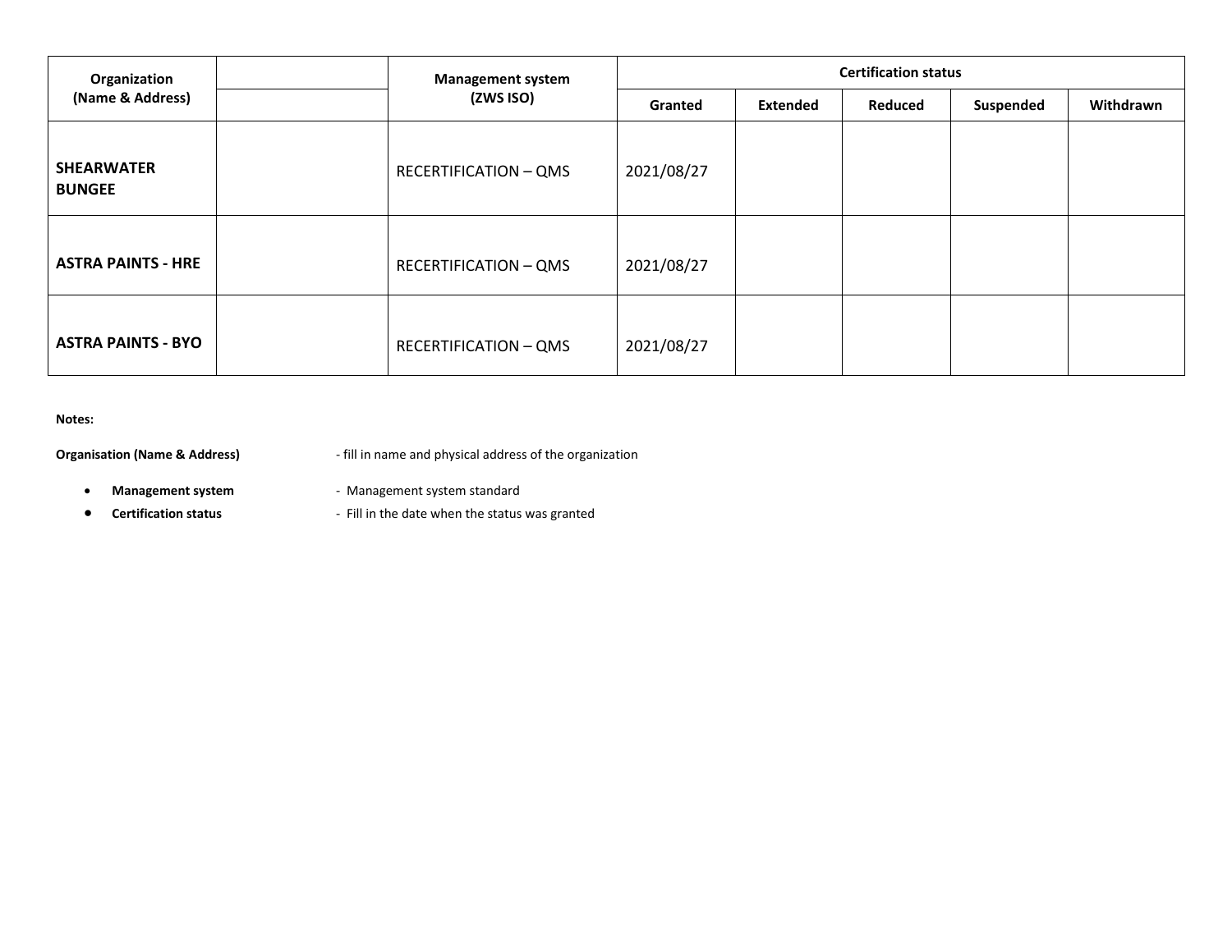| Organization (Name & Address) | | Management system (ZWS ISO) | Certification status | | | | |
|---|---|---|---|---|---|---|---|
| | | | Granted | Extended | Reduced | Suspended | Withdrawn |
| **SHEARWATER BUNGEE** | | RECERTIFICATION – QMS | 2021/08/27 | | | | |
| **ASTRA PAINTS - HRE** | | RECERTIFICATION – QMS | 2021/08/27 | | | | |
| **ASTRA PAINTS - BYO** | | RECERTIFICATION – QMS | 2021/08/27 | | | | |

**Notes:**

**Organisation (Name & Address)** - fill in name and physical address of the organization

- **Management system** - Management system standard
- **Certification status** - Fill in the date when the status was granted